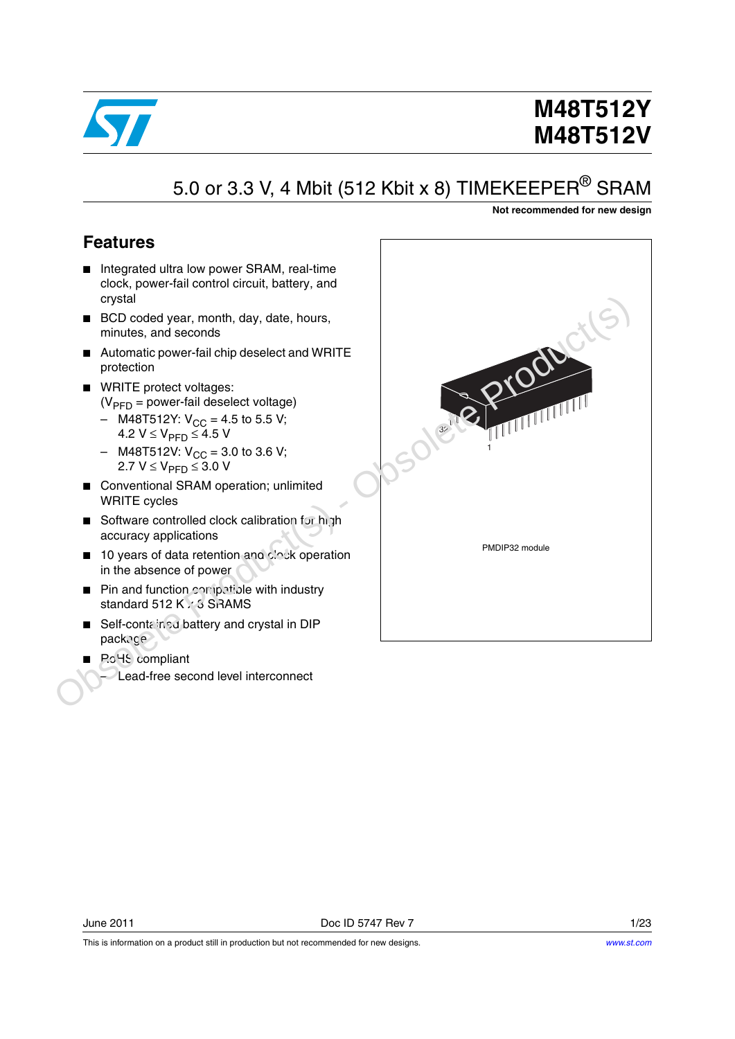# M48T512Y
# M48T512V

## 5.0 or 3.3 V, 4 Mbit (512 Kbit x 8) TIMEKEEPER® SRAM

**Not recommended for new design**

## Features

- Integrated ultra low power SRAM, real-time clock, power-fail control circuit, battery, and crystal
- BCD coded year, month, day, date, hours, minutes, and seconds
- Automatic power-fail chip deselect and WRITE protection
- WRITE protect voltages: ($V_{PFD}$ = power-fail deselect voltage)
  - M48T512Y: $V_{CC}$ = 4.5 to 5.5 V; 4.2 V ≤ $V_{PFD}$ ≤ 4.5 V
  - M48T512V: $V_{CC}$ = 3.0 to 3.6 V; 2.7 V ≤ $V_{PFD}$ ≤ 3.0 V
- Conventional SRAM operation; unlimited WRITE cycles
- Software controlled clock calibration for high accuracy applications
- 10 years of data retention and clock operation in the absence of power
- Pin and function compatible with industry standard 512 K x 8 SRAMS
- Self-contained battery and crystal in DIP package
- RoHS compliant
  - Lead-free second level interconnect

PMDIP32 module

This is information on a product still in production but not recommended for new designs.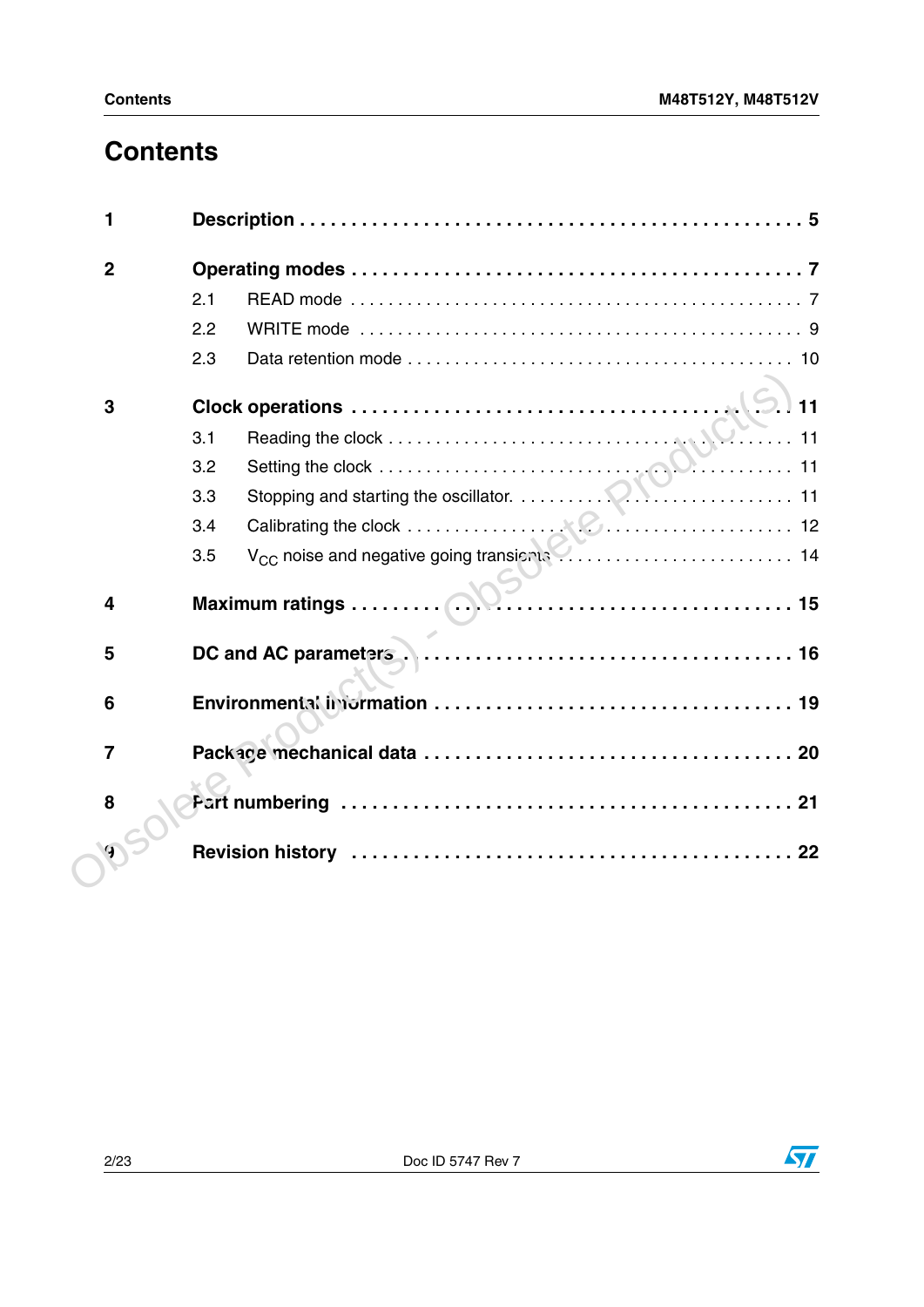# Contents

1 Description . . . . . 5

2 Operating modes . . . . . 7

- 2.1 READ mode . . . . . 7
- 2.2 WRITE mode . . . . . 9
- 2.3 Data retention mode . . . . . 10

3 Clock operations . . . . . 11

- 3.1 Reading the clock . . . . . 11
- 3.2 Setting the clock . . . . . 11
- 3.3 Stopping and starting the oscillator. . . . . . 11
- 3.4 Calibrating the clock . . . . . 12
- 3.5 $V_{CC}$ noise and negative going transients . . . . . 14

4 Maximum ratings . . . . . 15

5 DC and AC parameters . . . . . 16

6 Environmental information . . . . . 19

7 Package mechanical data . . . . . 20

8 Part numbering . . . . . 21

9 Revision history . . . . . 22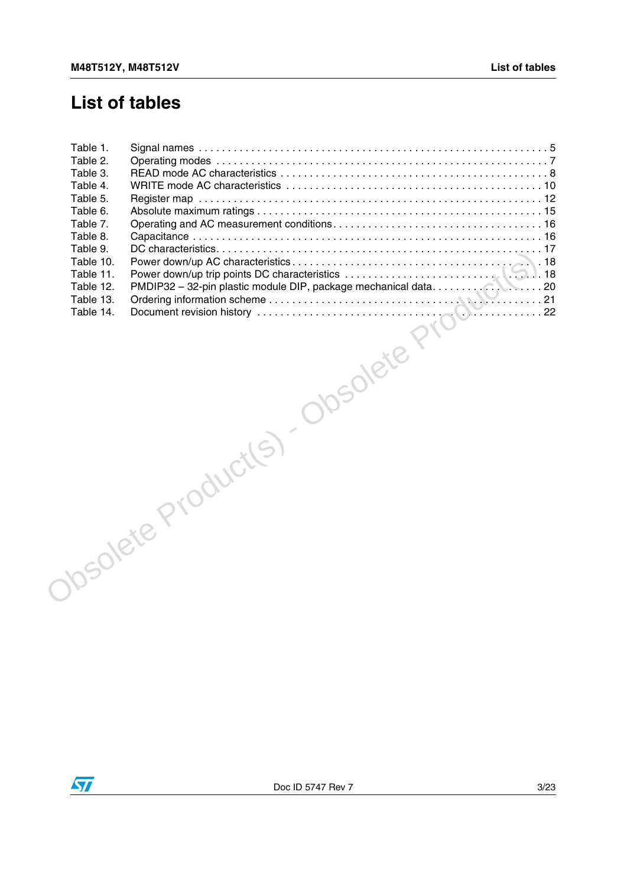# List of tables

Table 1. Signal names . . . . . . . . . . . . . . . . . . . . . . . . . . . . . . . . . . . . . . . . . . . . . . . . . . . . . . . . . 5
Table 2. Operating modes . . . . . . . . . . . . . . . . . . . . . . . . . . . . . . . . . . . . . . . . . . . . . . . . . . . . . . 7
Table 3. READ mode AC characteristics . . . . . . . . . . . . . . . . . . . . . . . . . . . . . . . . . . . . . . . . . . 8
Table 4. WRITE mode AC characteristics . . . . . . . . . . . . . . . . . . . . . . . . . . . . . . . . . . . . . . . . 10
Table 5. Register map . . . . . . . . . . . . . . . . . . . . . . . . . . . . . . . . . . . . . . . . . . . . . . . . . . . . . . 12
Table 6. Absolute maximum ratings . . . . . . . . . . . . . . . . . . . . . . . . . . . . . . . . . . . . . . . . . . . . 15
Table 7. Operating and AC measurement conditions . . . . . . . . . . . . . . . . . . . . . . . . . . . . . . . . . . 16
Table 8. Capacitance . . . . . . . . . . . . . . . . . . . . . . . . . . . . . . . . . . . . . . . . . . . . . . . . . . . . . . . 16
Table 9. DC characteristics . . . . . . . . . . . . . . . . . . . . . . . . . . . . . . . . . . . . . . . . . . . . . . . . . . . 17
Table 10. Power down/up AC characteristics . . . . . . . . . . . . . . . . . . . . . . . . . . . . . . . . . . . . . . . 18
Table 11. Power down/up trip points DC characteristics . . . . . . . . . . . . . . . . . . . . . . . . . . . . . . . 18
Table 12. PMDIP32 – 32-pin plastic module DIP, package mechanical data . . . . . . . . . . . . . . . . . 20
Table 13. Ordering information scheme . . . . . . . . . . . . . . . . . . . . . . . . . . . . . . . . . . . . . . . . . . . 21
Table 14. Document revision history . . . . . . . . . . . . . . . . . . . . . . . . . . . . . . . . . . . . . . . . . . . . 22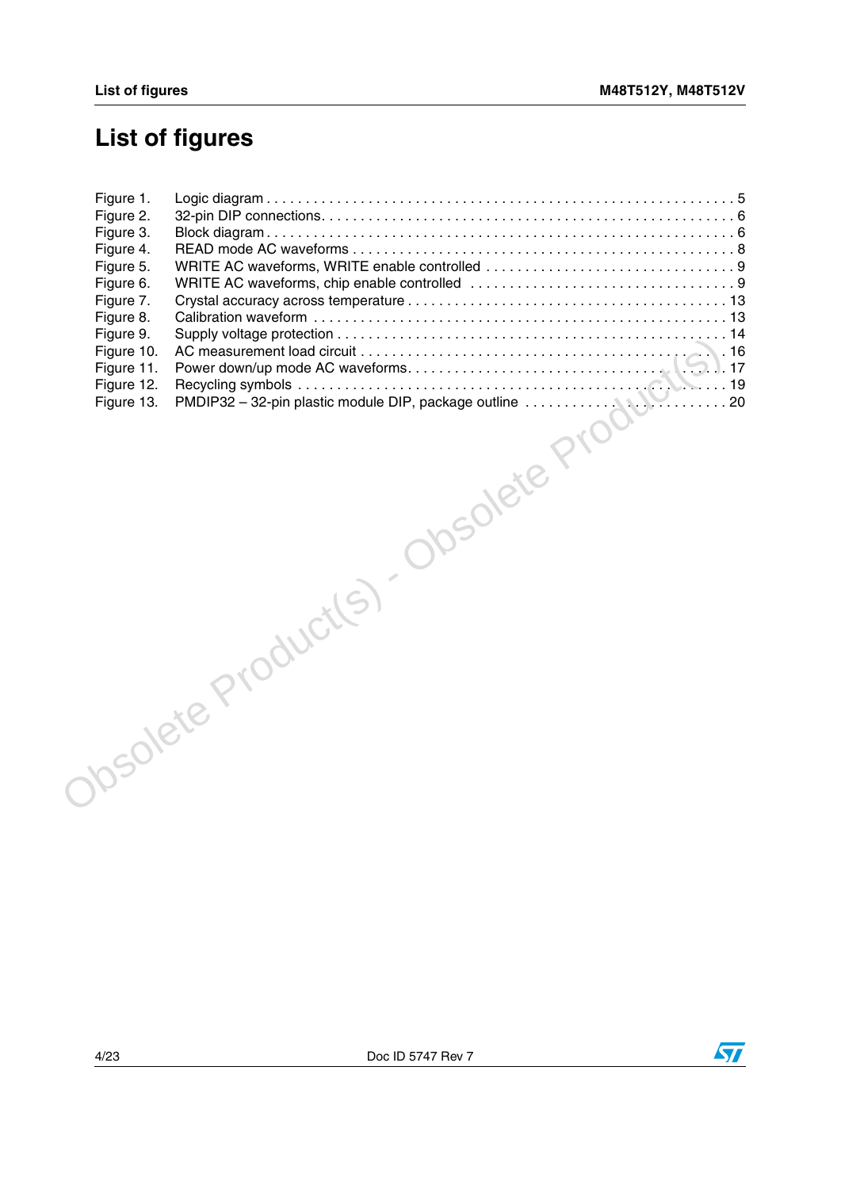# List of figures

Figure 1. Logic diagram . . . . . . . . . . . . . . . . . . . . . . . . . . . . . . . . . . . . . . . . . . . . . . . . . . . . . . . . . . . . 5
Figure 2. 32-pin DIP connections. . . . . . . . . . . . . . . . . . . . . . . . . . . . . . . . . . . . . . . . . . . . . . . . . . . . . 6
Figure 3. Block diagram . . . . . . . . . . . . . . . . . . . . . . . . . . . . . . . . . . . . . . . . . . . . . . . . . . . . . . . . . . . . 6
Figure 4. READ mode AC waveforms . . . . . . . . . . . . . . . . . . . . . . . . . . . . . . . . . . . . . . . . . . . . . . . . . . 8
Figure 5. WRITE AC waveforms, WRITE enable controlled . . . . . . . . . . . . . . . . . . . . . . . . . . . . . . . . 9
Figure 6. WRITE AC waveforms, chip enable controlled . . . . . . . . . . . . . . . . . . . . . . . . . . . . . . . . . . 9
Figure 7. Crystal accuracy across temperature . . . . . . . . . . . . . . . . . . . . . . . . . . . . . . . . . . . . . . . . 13
Figure 8. Calibration waveform . . . . . . . . . . . . . . . . . . . . . . . . . . . . . . . . . . . . . . . . . . . . . . . . . . . . . 13
Figure 9. Supply voltage protection . . . . . . . . . . . . . . . . . . . . . . . . . . . . . . . . . . . . . . . . . . . . . . . . . . 14
Figure 10. AC measurement load circuit . . . . . . . . . . . . . . . . . . . . . . . . . . . . . . . . . . . . . . . . . . . . . . . 16
Figure 11. Power down/up mode AC waveforms. . . . . . . . . . . . . . . . . . . . . . . . . . . . . . . . . . . . . . . . . 17
Figure 12. Recycling symbols . . . . . . . . . . . . . . . . . . . . . . . . . . . . . . . . . . . . . . . . . . . . . . . . . . . . . . . 19
Figure 13. PMDIP32 – 32-pin plastic module DIP, package outline . . . . . . . . . . . . . . . . . . . . . . . . . 20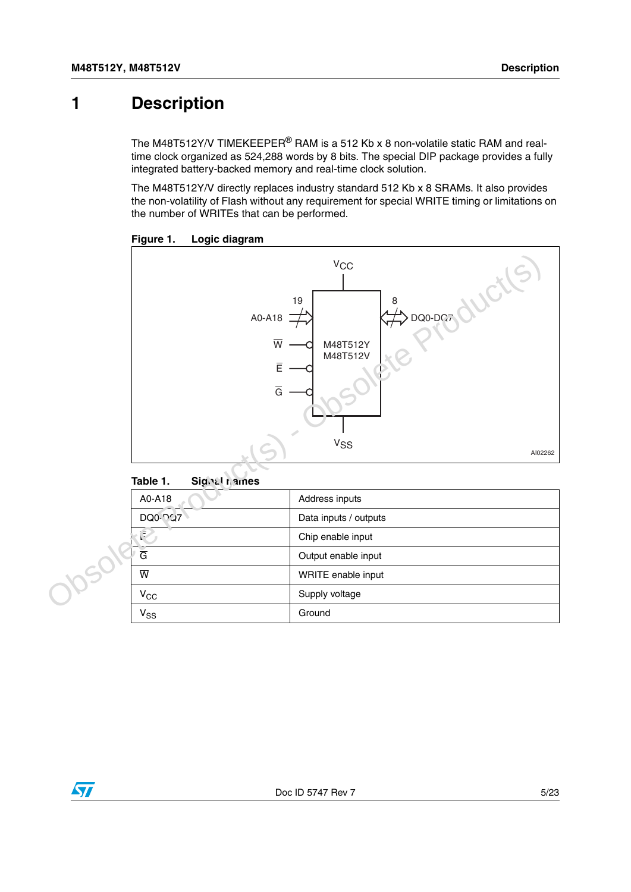# 1 Description

The M48T512Y/V TIMEKEEPER® RAM is a 512 Kb x 8 non-volatile static RAM and real-time clock organized as 524,288 words by 8 bits. The special DIP package provides a fully integrated battery-backed memory and real-time clock solution.

The M48T512Y/V directly replaces industry standard 512 Kb x 8 SRAMs. It also provides the non-volatility of Flash without any requirement for special WRITE timing or limitations on the number of WRITEs that can be performed.

**Figure 1. Logic diagram**

**Table 1. Signal names**

| | |
|---|---|
| A0-A18 | Address inputs |
| DQ0-DQ7 | Data inputs / outputs |
| $\overline{E}$ | Chip enable input |
| $\overline{G}$ | Output enable input |
| $\overline{W}$ | WRITE enable input |
| $V_{CC}$ | Supply voltage |
| $V_{SS}$ | Ground |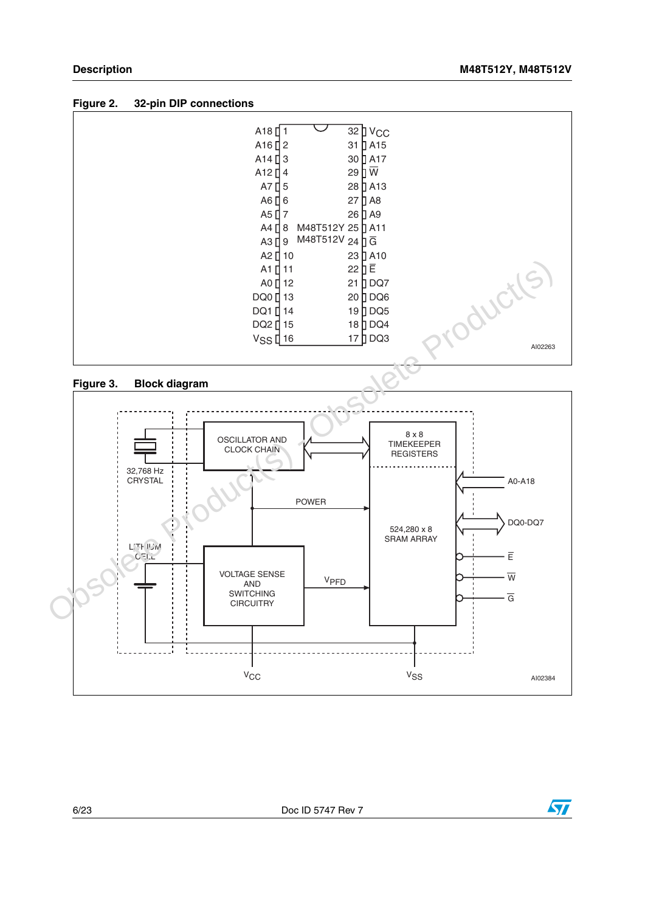**Figure 2. 32-pin DIP connections**

| Pin | Name | Pin | Name |
|---|---|---|---|
| 1 | A18 | 32 | $V_{CC}$ |
| 2 | A16 | 31 | A15 |
| 3 | A14 | 30 | A17 |
| 4 | A12 | 29 | $\overline{W}$ |
| 5 | A7 | 28 | A13 |
| 6 | A6 | 27 | A8 |
| 7 | A5 | 26 | A9 |
| 8 | A4 | 25 | A11 |
| 9 | A3 | 24 | $\overline{G}$ |
| 10 | A2 | 23 | A10 |
| 11 | A1 | 22 | $\overline{E}$ |
| 12 | A0 | 21 | DQ7 |
| 13 | DQ0 | 20 | DQ6 |
| 14 | DQ1 | 19 | DQ5 |
| 15 | DQ2 | 18 | DQ4 |
| 16 | $V_{SS}$ | 17 | DQ3 |

M48T512Y
M48T512V

AI02263

**Figure 3. Block diagram**

32,768 Hz CRYSTAL

OSCILLATOR AND CLOCK CHAIN

8 x 8 TIMEKEEPER REGISTERS

POWER

524,280 x 8 SRAM ARRAY

A0-A18

DQ0-DQ7

$\overline{E}$

$\overline{W}$

$\overline{G}$

LITHIUM CELL

VOLTAGE SENSE AND SWITCHING CIRCUITRY

$V_{PFD}$

$V_{CC}$

$V_{SS}$

AI02384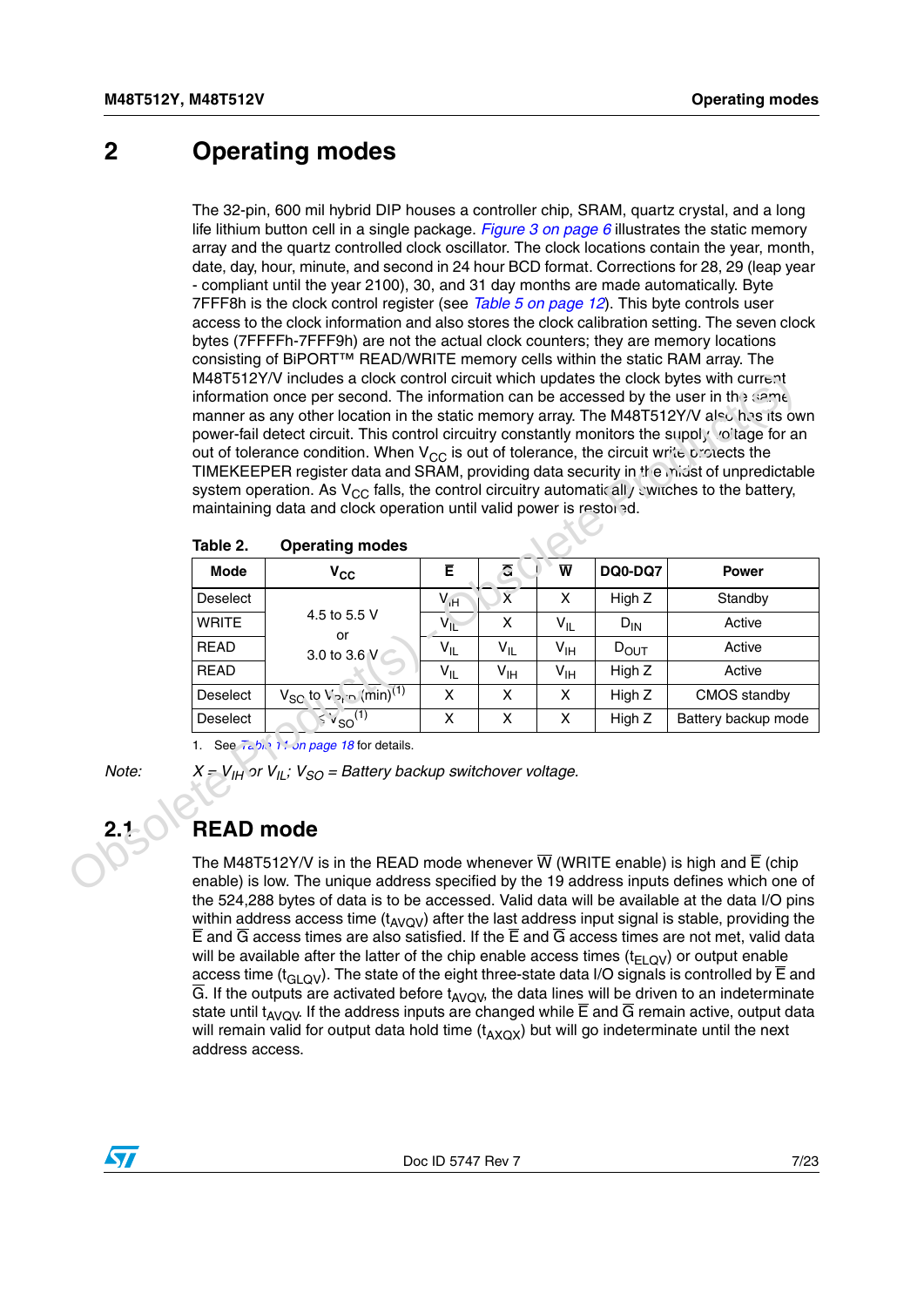# 2 Operating modes

The 32-pin, 600 mil hybrid DIP houses a controller chip, SRAM, quartz crystal, and a long life lithium button cell in a single package. Figure 3 on page 6 illustrates the static memory array and the quartz controlled clock oscillator. The clock locations contain the year, month, date, day, hour, minute, and second in 24 hour BCD format. Corrections for 28, 29 (leap year - compliant until the year 2100), 30, and 31 day months are made automatically. Byte 7FFF8h is the clock control register (see Table 5 on page 12). This byte controls user access to the clock information and also stores the clock calibration setting. The seven clock bytes (7FFFFh-7FFF9h) are not the actual clock counters; they are memory locations consisting of BiPORT™ READ/WRITE memory cells within the static RAM array. The M48T512Y/V includes a clock control circuit which updates the clock bytes with current information once per second. The information can be accessed by the user in the same manner as any other location in the static memory array. The M48T512Y/V also has its own power-fail detect circuit. This control circuitry constantly monitors the supply voltage for an out of tolerance condition. When $V_{CC}$ is out of tolerance, the circuit write protects the TIMEKEEPER register data and SRAM, providing data security in the midst of unpredictable system operation. As $V_{CC}$ falls, the control circuitry automatically switches to the battery, maintaining data and clock operation until valid power is restored.

**Table 2. Operating modes**

| Mode | $V_{CC}$ | $\overline{E}$ | $\overline{G}$ | $\overline{W}$ | DQ0-DQ7 | Power |
|---|---|---|---|---|---|---|
| Deselect | 4.5 to 5.5 V or 3.0 to 3.6 V | $V_{IH}$ | X | X | High Z | Standby |
| WRITE | | $V_{IL}$ | X | $V_{IL}$ | $D_{IN}$ | Active |
| READ | | $V_{IL}$ | $V_{IL}$ | $V_{IH}$ | $D_{OUT}$ | Active |
| READ | | $V_{IL}$ | $V_{IH}$ | $V_{IH}$ | High Z | Active |
| Deselect | $V_{SO}$ to $V_{PFD}$ (min)(1) | X | X | X | High Z | CMOS standby |
| Deselect | $\leq V_{SO}$(1) | X | X | X | High Z | Battery backup mode |

1. See Table 11 on page 18 for details.

*Note: $X = V_{IH}$ or $V_{IL}$; $V_{SO}$ = Battery backup switchover voltage.*

## 2.1 READ mode

The M48T512Y/V is in the READ mode whenever $\overline{W}$ (WRITE enable) is high and $\overline{E}$ (chip enable) is low. The unique address specified by the 19 address inputs defines which one of the 524,288 bytes of data is to be accessed. Valid data will be available at the data I/O pins within address access time ($t_{AVQV}$) after the last address input signal is stable, providing the $\overline{E}$ and $\overline{G}$ access times are also satisfied. If the $\overline{E}$ and $\overline{G}$ access times are not met, valid data will be available after the latter of the chip enable access times ($t_{ELQV}$) or output enable access time ($t_{GLQV}$). The state of the eight three-state data I/O signals is controlled by $\overline{E}$ and $\overline{G}$. If the outputs are activated before $t_{AVQV}$, the data lines will be driven to an indeterminate state until $t_{AVQV}$. If the address inputs are changed while $\overline{E}$ and $\overline{G}$ remain active, output data will remain valid for output data hold time ($t_{AXQX}$) but will go indeterminate until the next address access.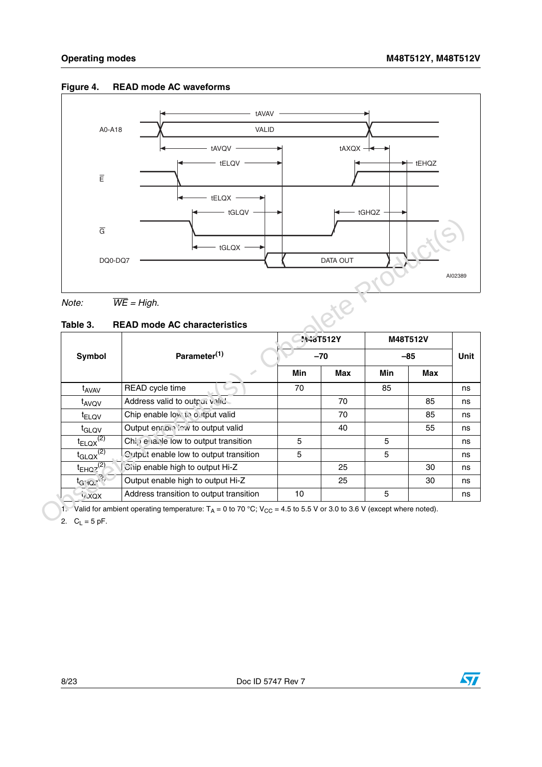**Figure 4. READ mode AC waveforms**

*Note: $\overline{WE}$ = High.*

**Table 3. READ mode AC characteristics**

| Symbol | Parameter(1) | M48T512Y | | M48T512V | | Unit |
|---|---|---|---|---|---|---|
| | | –70 | | –85 | | |
| | | Min | Max | Min | Max | |
| $t_{AVAV}$ | READ cycle time | 70 | | 85 | | ns |
| $t_{AVQV}$ | Address valid to output valid | | 70 | | 85 | ns |
| $t_{ELQV}$ | Chip enable low to output valid | | 70 | | 85 | ns |
| $t_{GLQV}$ | Output enable low to output valid | | 40 | | 55 | ns |
| $t_{ELQX}$(2) | Chip enable low to output transition | 5 | | 5 | | ns |
| $t_{GLQX}$(2) | Output enable low to output transition | 5 | | 5 | | ns |
| $t_{EHQZ}$(2) | Chip enable high to output Hi-Z | | 25 | | 30 | ns |
| $t_{GHQZ}$(2) | Output enable high to output Hi-Z | | 25 | | 30 | ns |
| $t_{AXQX}$ | Address transition to output transition | 10 | | 5 | | ns |

1. Valid for ambient operating temperature: $T_A$ = 0 to 70 °C; $V_{CC}$ = 4.5 to 5.5 V or 3.0 to 3.6 V (except where noted).
2. $C_L$ = 5 pF.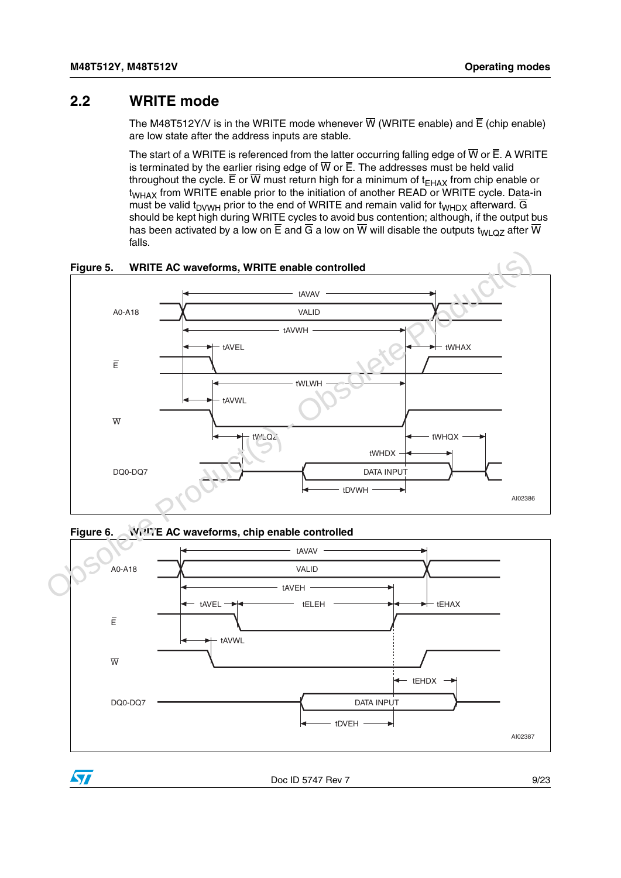## 2.2 WRITE mode

The M48T512Y/V is in the WRITE mode whenever $\overline{W}$ (WRITE enable) and $\overline{E}$ (chip enable) are low state after the address inputs are stable.

The start of a WRITE is referenced from the latter occurring falling edge of $\overline{W}$ or $\overline{E}$. A WRITE is terminated by the earlier rising edge of $\overline{W}$ or $\overline{E}$. The addresses must be held valid throughout the cycle. $\overline{E}$ or $\overline{W}$ must return high for a minimum of $t_{EHAX}$ from chip enable or $t_{WHAX}$ from WRITE enable prior to the initiation of another READ or WRITE cycle. Data-in must be valid $t_{DVWH}$ prior to the end of WRITE and remain valid for $t_{WHDX}$ afterward. $\overline{G}$ should be kept high during WRITE cycles to avoid bus contention; although, if the output bus has been activated by a low on $\overline{E}$ and $\overline{G}$ a low on $\overline{W}$ will disable the outputs $t_{WLQZ}$ after $\overline{W}$ falls.

**Figure 5. WRITE AC waveforms, WRITE enable controlled**

**Figure 6. WRITE AC waveforms, chip enable controlled**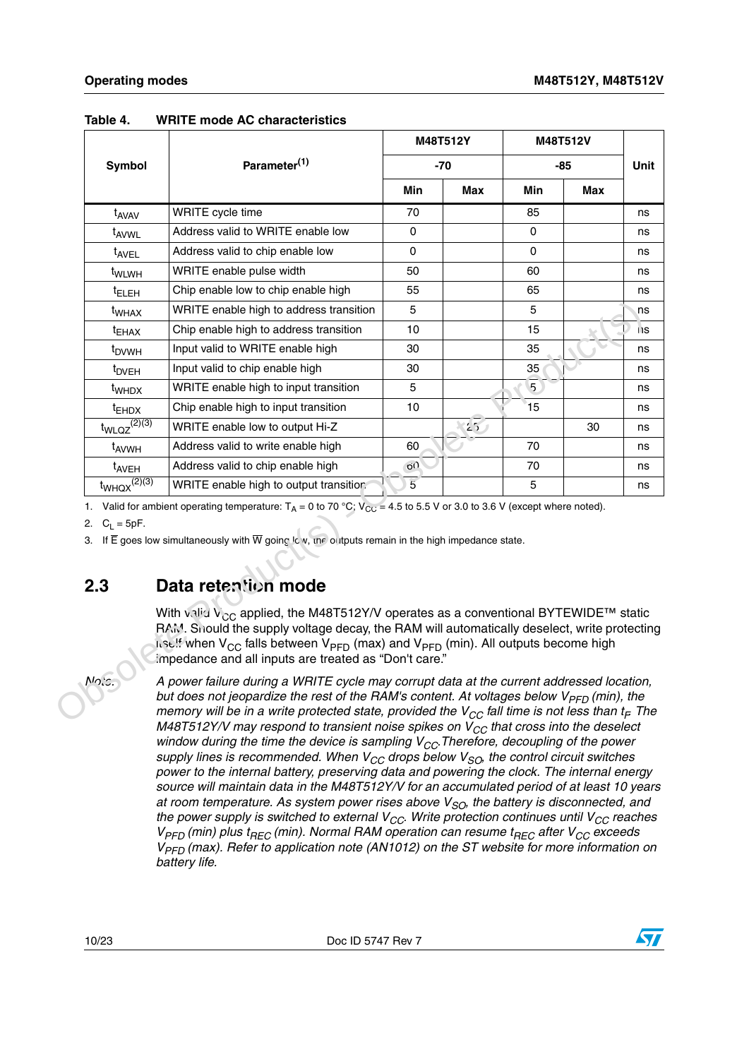Table 4. WRITE mode AC characteristics

| Symbol | Parameter[1] | M48T512Y | | M48T512V | | Unit |
|---|---|---|---|---|---|---|
| | | -70 | | -85 | | |
| | | Min | Max | Min | Max | |
| $t_{AVAV}$ | WRITE cycle time | 70 | | 85 | | ns |
| $t_{AVWL}$ | Address valid to WRITE enable low | 0 | | 0 | | ns |
| $t_{AVEL}$ | Address valid to chip enable low | 0 | | 0 | | ns |
| $t_{WLWH}$ | WRITE enable pulse width | 50 | | 60 | | ns |
| $t_{ELEH}$ | Chip enable low to chip enable high | 55 | | 65 | | ns |
| $t_{WHAX}$ | WRITE enable high to address transition | 5 | | 5 | | ns |
| $t_{EHAX}$ | Chip enable high to address transition | 10 | | 15 | | ns |
| $t_{DVWH}$ | Input valid to WRITE enable high | 30 | | 35 | | ns |
| $t_{DVEH}$ | Input valid to chip enable high | 30 | | 35 | | ns |
| $t_{WHDX}$ | WRITE enable high to input transition | 5 | | 5 | | ns |
| $t_{EHDX}$ | Chip enable high to input transition | 10 | | 15 | | ns |
| $t_{WLQZ}$[2][3] | WRITE enable low to output Hi-Z | | 25 | | 30 | ns |
| $t_{AVWH}$ | Address valid to write enable high | 60 | | 70 | | ns |
| $t_{AVEH}$ | Address valid to chip enable high | 60 | | 70 | | ns |
| $t_{WHQX}$[2][3] | WRITE enable high to output transition | 5 | | 5 | | ns |

1. Valid for ambient operating temperature: $T_A$ = 0 to 70 °C; $V_{CC}$ = 4.5 to 5.5 V or 3.0 to 3.6 V (except where noted).
2. $C_L$ = 5pF.
3. If $\overline{E}$ goes low simultaneously with $\overline{W}$ going low, the outputs remain in the high impedance state.

## 2.3 Data retention mode

With valid $V_{CC}$ applied, the M48T512Y/V operates as a conventional BYTEWIDE™ static RAM. Should the supply voltage decay, the RAM will automatically deselect, write protecting itself when $V_{CC}$ falls between $V_{PFD}$ (max) and $V_{PFD}$ (min). All outputs become high impedance and all inputs are treated as "Don't care."

Note: *A power failure during a WRITE cycle may corrupt data at the current addressed location, but does not jeopardize the rest of the RAM's content. At voltages below $V_{PFD}$ (min), the memory will be in a write protected state, provided the $V_{CC}$ fall time is not less than $t_F$. The M48T512Y/V may respond to transient noise spikes on $V_{CC}$ that cross into the deselect window during the time the device is sampling $V_{CC}$. Therefore, decoupling of the power supply lines is recommended. When $V_{CC}$ drops below $V_{SO}$, the control circuit switches power to the internal battery, preserving data and powering the clock. The internal energy source will maintain data in the M48T512Y/V for an accumulated period of at least 10 years at room temperature. As system power rises above $V_{SO}$, the battery is disconnected, and the power supply is switched to external $V_{CC}$. Write protection continues until $V_{CC}$ reaches $V_{PFD}$ (min) plus $t_{REC}$ (min). Normal RAM operation can resume $t_{REC}$ after $V_{CC}$ exceeds $V_{PFD}$ (max). Refer to application note (AN1012) on the ST website for more information on battery life.*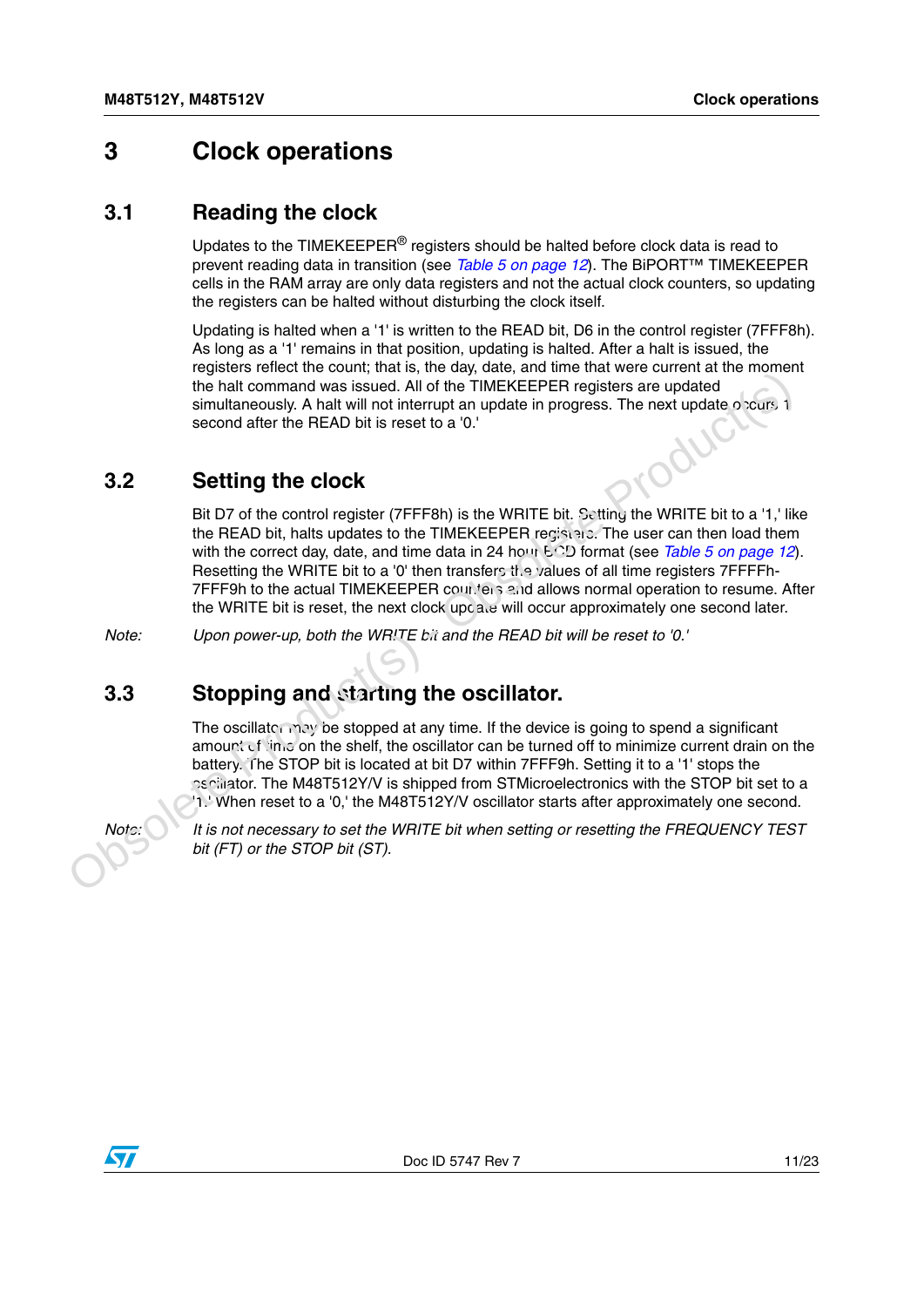# 3 Clock operations

## 3.1 Reading the clock

Updates to the TIMEKEEPER® registers should be halted before clock data is read to prevent reading data in transition (see *Table 5 on page 12*). The BiPORT™ TIMEKEEPER cells in the RAM array are only data registers and not the actual clock counters, so updating the registers can be halted without disturbing the clock itself.

Updating is halted when a '1' is written to the READ bit, D6 in the control register (7FFF8h). As long as a '1' remains in that position, updating is halted. After a halt is issued, the registers reflect the count; that is, the day, date, and time that were current at the moment the halt command was issued. All of the TIMEKEEPER registers are updated simultaneously. A halt will not interrupt an update in progress. The next update occurs 1 second after the READ bit is reset to a '0.'

## 3.2 Setting the clock

Bit D7 of the control register (7FFF8h) is the WRITE bit. Setting the WRITE bit to a '1,' like the READ bit, halts updates to the TIMEKEEPER registers. The user can then load them with the correct day, date, and time data in 24 hour BCD format (see *Table 5 on page 12*). Resetting the WRITE bit to a '0' then transfers the values of all time registers 7FFFFh-7FFF9h to the actual TIMEKEEPER counters and allows normal operation to resume. After the WRITE bit is reset, the next clock update will occur approximately one second later.

Note: *Upon power-up, both the WRITE bit and the READ bit will be reset to '0.'*

## 3.3 Stopping and starting the oscillator.

The oscillator may be stopped at any time. If the device is going to spend a significant amount of time on the shelf, the oscillator can be turned off to minimize current drain on the battery. The STOP bit is located at bit D7 within 7FFF9h. Setting it to a '1' stops the oscillator. The M48T512Y/V is shipped from STMicroelectronics with the STOP bit set to a '1.' When reset to a '0,' the M48T512Y/V oscillator starts after approximately one second.

Note: *It is not necessary to set the WRITE bit when setting or resetting the FREQUENCY TEST bit (FT) or the STOP bit (ST).*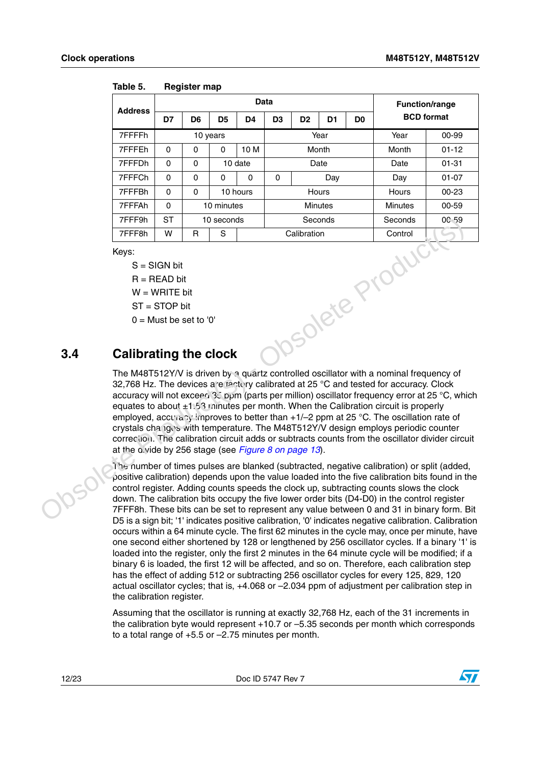Table 5. Register map

| Address | Data | | | | | | | | Function/range BCD format | |
|---|---|---|---|---|---|---|---|---|---|---|
| | D7 | D6 | D5 | D4 | D3 | D2 | D1 | D0 | | |
| 7FFFFh | 10 years | | | | Year | | | | Year | 00-99 |
| 7FFFEh | 0 | 0 | 0 | 10 M | Month | | | | Month | 01-12 |
| 7FFFDh | 0 | 0 | 10 date | | Date | | | | Date | 01-31 |
| 7FFFCh | 0 | 0 | 0 | 0 | 0 | Day | | | Day | 01-07 |
| 7FFFBh | 0 | 0 | 10 hours | | Hours | | | | Hours | 00-23 |
| 7FFFAh | 0 | 10 minutes | | | Minutes | | | | Minutes | 00-59 |
| 7FFF9h | ST | 10 seconds | | | Seconds | | | | Seconds | 00-59 |
| 7FFF8h | W | R | S | Calibration | | | | | Control | |

Keys:

S = SIGN bit
R = READ bit
W = WRITE bit
ST = STOP bit
0 = Must be set to '0'

## 3.4 Calibrating the clock

The M48T512Y/V is driven by a quartz controlled oscillator with a nominal frequency of 32,768 Hz. The devices are factory calibrated at 25 °C and tested for accuracy. Clock accuracy will not exceed 35 ppm (parts per million) oscillator frequency error at 25 °C, which equates to about ±1.53 minutes per month. When the Calibration circuit is properly employed, accuracy improves to better than +1/–2 ppm at 25 °C. The oscillation rate of crystals changes with temperature. The M48T512Y/V design employs periodic counter correction. The calibration circuit adds or subtracts counts from the oscillator divider circuit at the divide by 256 stage (see *Figure 8 on page 13*).

The number of times pulses are blanked (subtracted, negative calibration) or split (added, positive calibration) depends upon the value loaded into the five calibration bits found in the control register. Adding counts speeds the clock up, subtracting counts slows the clock down. The calibration bits occupy the five lower order bits (D4-D0) in the control register 7FFF8h. These bits can be set to represent any value between 0 and 31 in binary form. Bit D5 is a sign bit; '1' indicates positive calibration, '0' indicates negative calibration. Calibration occurs within a 64 minute cycle. The first 62 minutes in the cycle may, once per minute, have one second either shortened by 128 or lengthened by 256 oscillator cycles. If a binary '1' is loaded into the register, only the first 2 minutes in the 64 minute cycle will be modified; if a binary 6 is loaded, the first 12 will be affected, and so on. Therefore, each calibration step has the effect of adding 512 or subtracting 256 oscillator cycles for every 125, 829, 120 actual oscillator cycles; that is, +4.068 or –2.034 ppm of adjustment per calibration step in the calibration register.

Assuming that the oscillator is running at exactly 32,768 Hz, each of the 31 increments in the calibration byte would represent +10.7 or –5.35 seconds per month which corresponds to a total range of +5.5 or –2.75 minutes per month.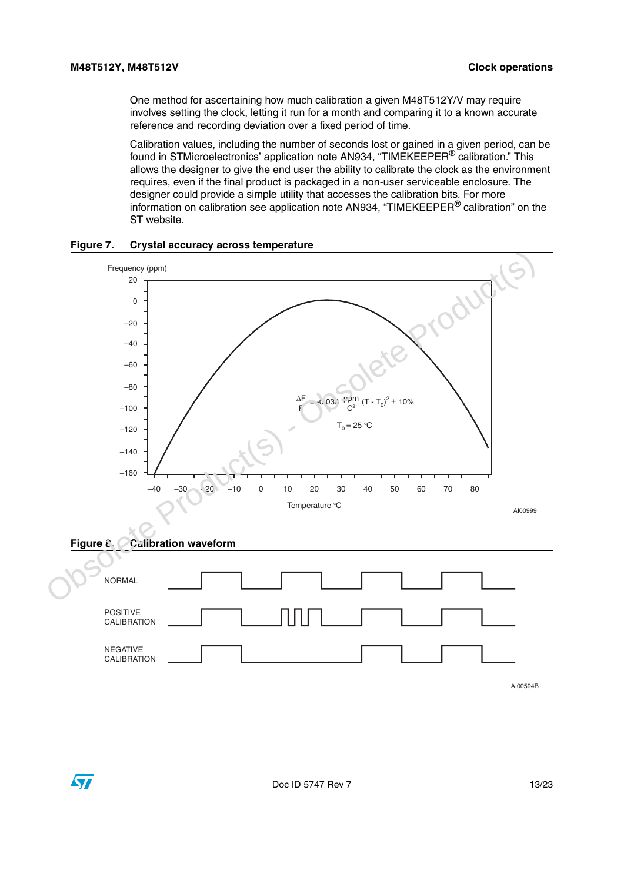One method for ascertaining how much calibration a given M48T512Y/V may require involves setting the clock, letting it run for a month and comparing it to a known accurate reference and recording deviation over a fixed period of time.

Calibration values, including the number of seconds lost or gained in a given period, can be found in STMicroelectronics' application note AN934, "TIMEKEEPER® calibration." This allows the designer to give the end user the ability to calibrate the clock as the environment requires, even if the final product is packaged in a non-user serviceable enclosure. The designer could provide a simple utility that accesses the calibration bits. For more information on calibration see application note AN934, "TIMEKEEPER® calibration" on the ST website.

**Figure 7. Crystal accuracy across temperature**

Frequency (ppm)

$$\frac{\Delta F}{F} = -0.036 \frac{ppm}{C^2} (T - T_0)^2 \pm 10\%$$

$T_0 = 25$ °C

Temperature °C

AI00999

**Figure 8. Calibration waveform**

NORMAL

POSITIVE CALIBRATION

NEGATIVE CALIBRATION

AI00594B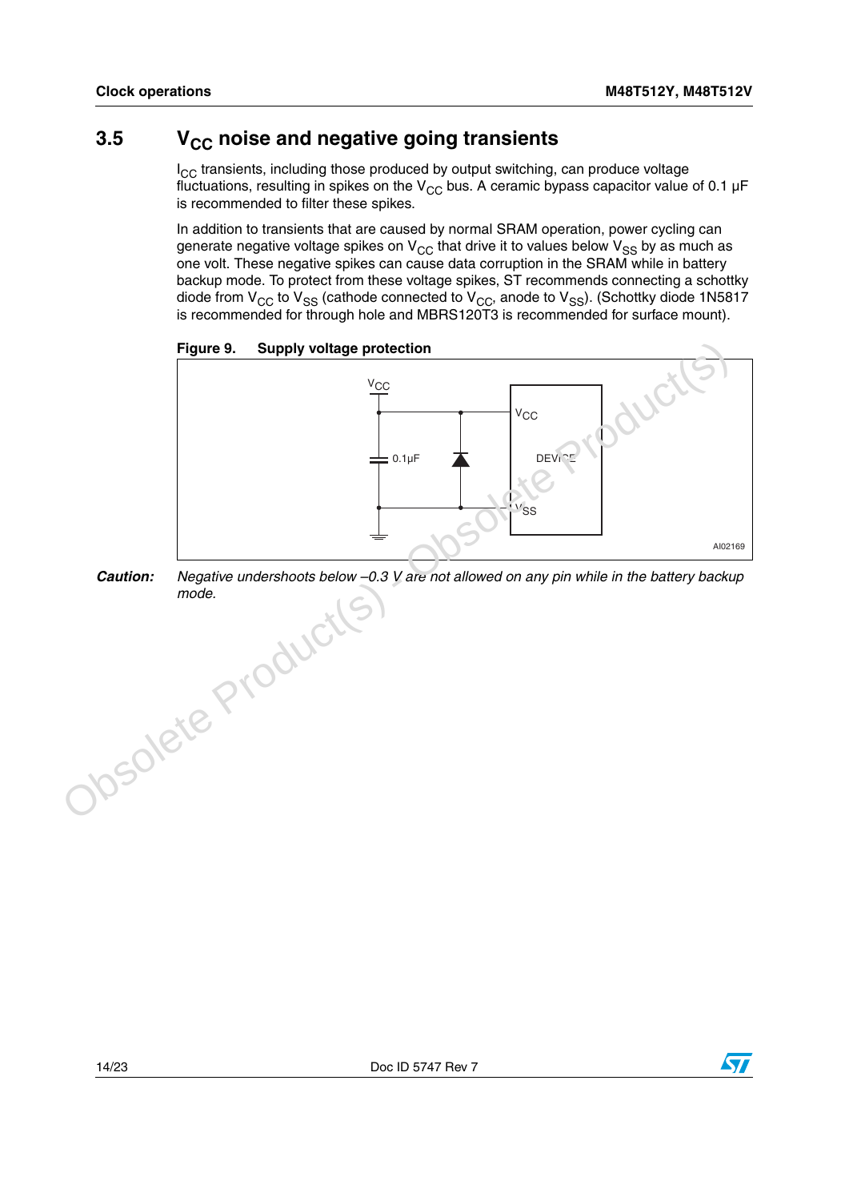## 3.5 $V_{CC}$ noise and negative going transients

$I_{CC}$ transients, including those produced by output switching, can produce voltage fluctuations, resulting in spikes on the $V_{CC}$ bus. A ceramic bypass capacitor value of 0.1 µF is recommended to filter these spikes.

In addition to transients that are caused by normal SRAM operation, power cycling can generate negative voltage spikes on $V_{CC}$ that drive it to values below $V_{SS}$ by as much as one volt. These negative spikes can cause data corruption in the SRAM while in battery backup mode. To protect from these voltage spikes, ST recommends connecting a schottky diode from $V_{CC}$ to $V_{SS}$ (cathode connected to $V_{CC}$, anode to $V_{SS}$). (Schottky diode 1N5817 is recommended for through hole and MBRS120T3 is recommended for surface mount).

**Figure 9. Supply voltage protection**

**Caution:** *Negative undershoots below –0.3 V are not allowed on any pin while in the battery backup mode.*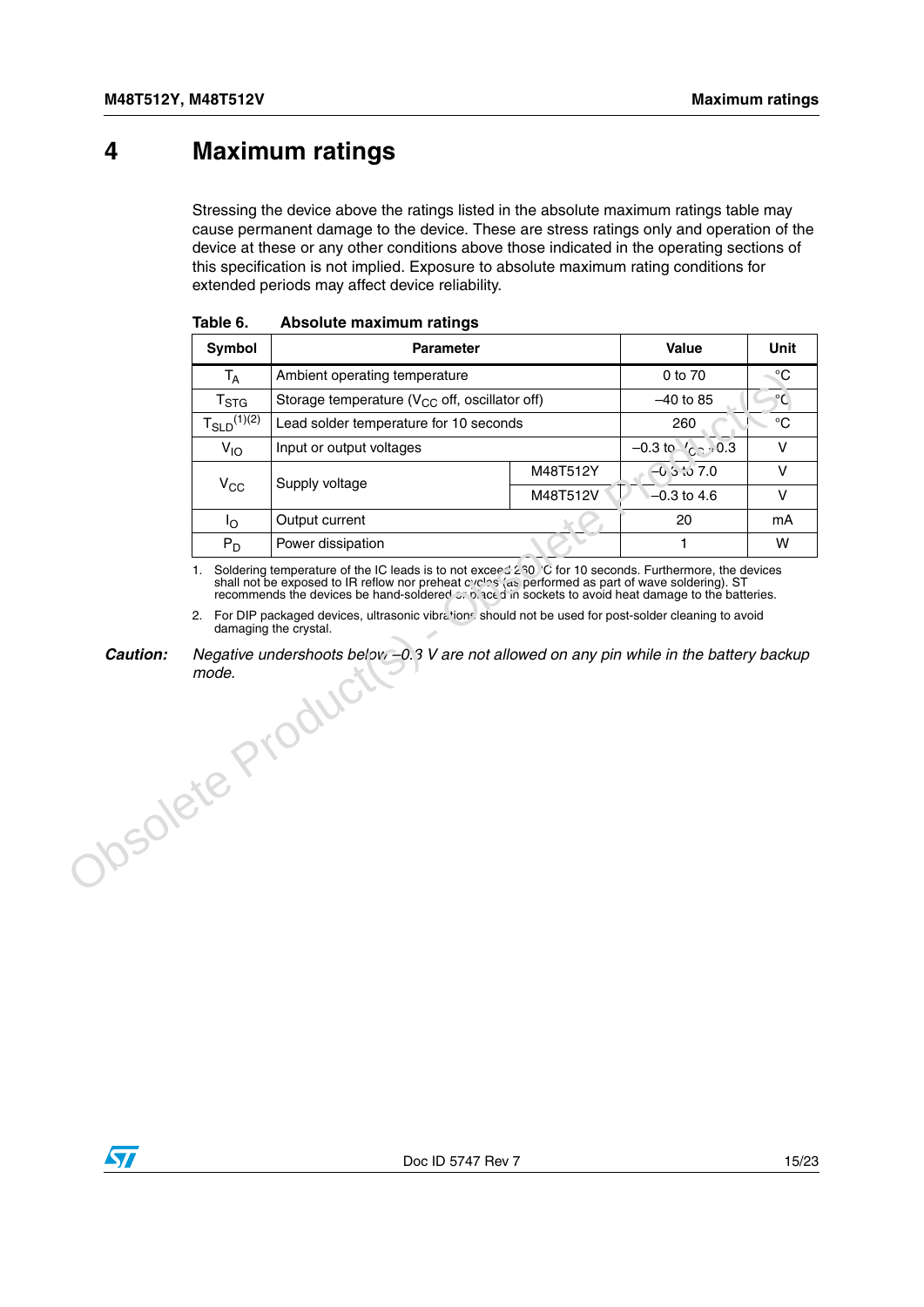# 4 Maximum ratings

Stressing the device above the ratings listed in the absolute maximum ratings table may cause permanent damage to the device. These are stress ratings only and operation of the device at these or any other conditions above those indicated in the operating sections of this specification is not implied. Exposure to absolute maximum rating conditions for extended periods may affect device reliability.

**Table 6. Absolute maximum ratings**

| Symbol | Parameter | | Value | Unit |
|---|---|---|---|---|
| $T_A$ | Ambient operating temperature | | 0 to 70 | °C |
| $T_{STG}$ | Storage temperature ($V_{CC}$ off, oscillator off) | | –40 to 85 | °C |
| $T_{SLD}$(1)(2) | Lead solder temperature for 10 seconds | | 260 | °C |
| $V_{IO}$ | Input or output voltages | | –0.3 to $V_{CC}$ +0.3 | V |
| $V_{CC}$ | Supply voltage | M48T512Y | –0.3 to 7.0 | V |
| | | M48T512V | –0.3 to 4.6 | V |
| $I_O$ | Output current | | 20 | mA |
| $P_D$ | Power dissipation | | 1 | W |

1. Soldering temperature of the IC leads is to not exceed 260 °C for 10 seconds. Furthermore, the devices shall not be exposed to IR reflow nor preheat cycles (as performed as part of wave soldering). ST recommends the devices be hand-soldered or placed in sockets to avoid heat damage to the batteries.
2. For DIP packaged devices, ultrasonic vibrations should not be used for post-solder cleaning to avoid damaging the crystal.

**Caution:** *Negative undershoots below –0.3 V are not allowed on any pin while in the battery backup mode.*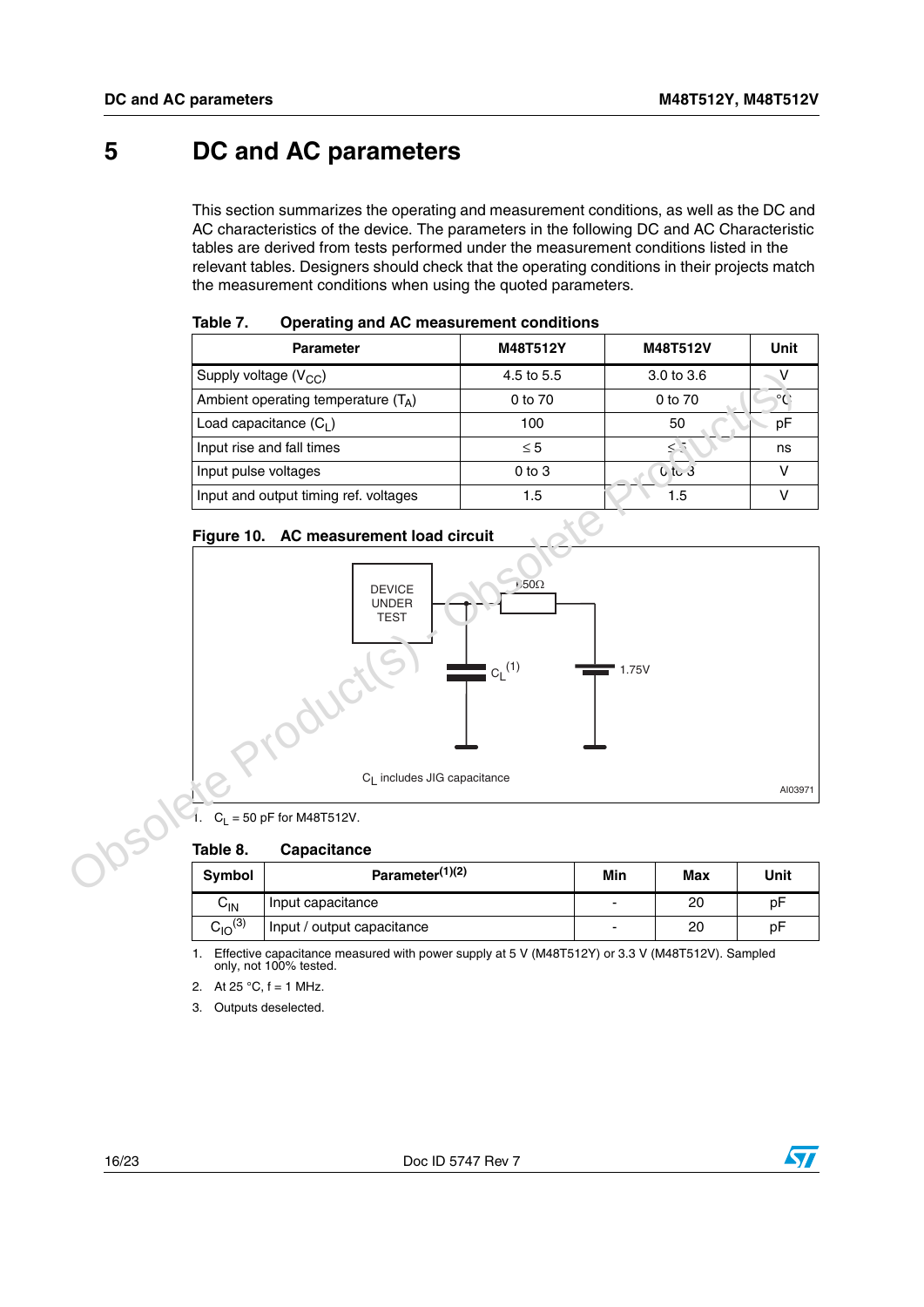# 5 DC and AC parameters

This section summarizes the operating and measurement conditions, as well as the DC and AC characteristics of the device. The parameters in the following DC and AC Characteristic tables are derived from tests performed under the measurement conditions listed in the relevant tables. Designers should check that the operating conditions in their projects match the measurement conditions when using the quoted parameters.

**Table 7. Operating and AC measurement conditions**

| Parameter | M48T512Y | M48T512V | Unit |
|---|---|---|---|
| Supply voltage ($V_{CC}$) | 4.5 to 5.5 | 3.0 to 3.6 | V |
| Ambient operating temperature ($T_A$) | 0 to 70 | 0 to 70 | °C |
| Load capacitance ($C_L$) | 100 | 50 | pF |
| Input rise and fall times | ≤ 5 | ≤ 5 | ns |
| Input pulse voltages | 0 to 3 | 0 to 3 | V |
| Input and output timing ref. voltages | 1.5 | 1.5 | V |

**Figure 10. AC measurement load circuit**

DEVICE UNDER TEST

50Ω

$C_L$(1)

1.75V

$C_L$ includes JIG capacitance

AI03971

1. $C_L$ = 50 pF for M48T512V.

**Table 8. Capacitance**

| Symbol | Parameter(1)(2) | Min | Max | Unit |
|---|---|---|---|---|
| $C_{IN}$ | Input capacitance | - | 20 | pF |
| $C_{IO}$(3) | Input / output capacitance | - | 20 | pF |

1. Effective capacitance measured with power supply at 5 V (M48T512Y) or 3.3 V (M48T512V). Sampled only, not 100% tested.
2. At 25 °C, f = 1 MHz.
3. Outputs deselected.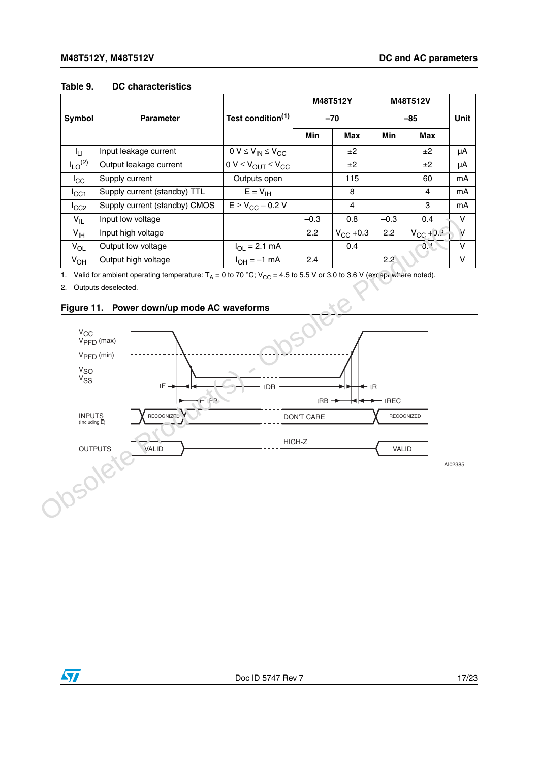**Table 9. DC characteristics**

| Symbol | Parameter | Test condition[1] | M48T512Y | | M48T512V | | Unit |
|---|---|---|---|---|---|---|---|
| | | | –70 | | –85 | | |
| | | | Min | Max | Min | Max | |
| $I_{LI}$ | Input leakage current | $0\ V \leq V_{IN} \leq V_{CC}$ | | ±2 | | ±2 | µA |
| $I_{LO}$[2] | Output leakage current | $0\ V \leq V_{OUT} \leq V_{CC}$ | | ±2 | | ±2 | µA |
| $I_{CC}$ | Supply current | Outputs open | | 115 | | 60 | mA |
| $I_{CC1}$ | Supply current (standby) TTL | $\overline{E} = V_{IH}$ | | 8 | | 4 | mA |
| $I_{CC2}$ | Supply current (standby) CMOS | $\overline{E} \geq V_{CC} - 0.2\ V$ | | 4 | | 3 | mA |
| $V_{IL}$ | Input low voltage | | –0.3 | 0.8 | –0.3 | 0.4 | V |
| $V_{IH}$ | Input high voltage | | 2.2 | $V_{CC}$ +0.3 | 2.2 | $V_{CC}$ +0.3 | V |
| $V_{OL}$ | Output low voltage | $I_{OL}$ = 2.1 mA | | 0.4 | | 0.4 | V |
| $V_{OH}$ | Output high voltage | $I_{OH}$ = –1 mA | 2.4 | | 2.2 | | V |

1. Valid for ambient operating temperature: $T_A$ = 0 to 70 °C; $V_{CC}$ = 4.5 to 5.5 V or 3.0 to 3.6 V (except where noted).
2. Outputs deselected.

**Figure 11. Power down/up mode AC waveforms**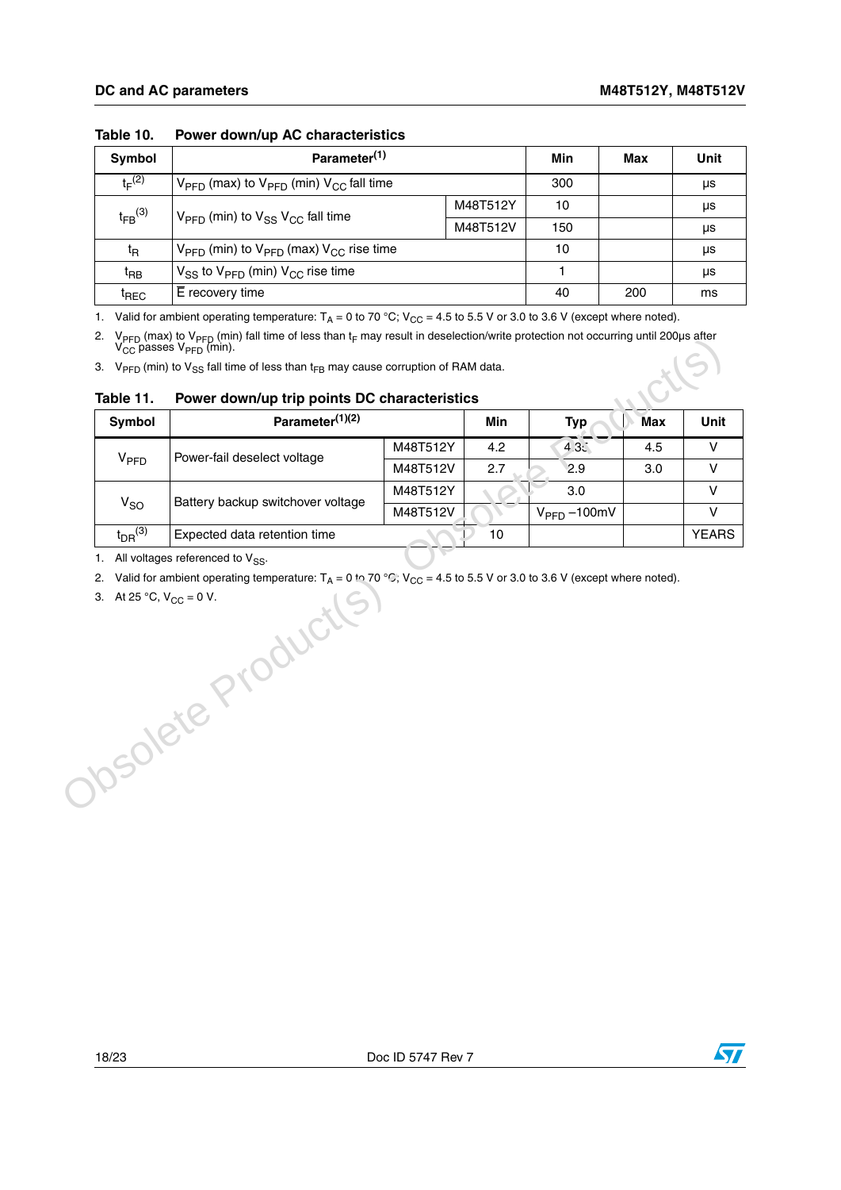**Table 10. Power down/up AC characteristics**

| Symbol | Parameter(1) | | Min | Max | Unit |
|---|---|---|---|---|---|
| $t_F$(2) | $V_{PFD}$ (max) to $V_{PFD}$ (min) $V_{CC}$ fall time | | 300 | | µs |
| $t_{FB}$(3) | $V_{PFD}$ (min) to $V_{SS}$ $V_{CC}$ fall time | M48T512Y | 10 | | µs |
| | | M48T512V | 150 | | µs |
| $t_R$ | $V_{PFD}$ (min) to $V_{PFD}$ (max) $V_{CC}$ rise time | | 10 | | µs |
| $t_{RB}$ | $V_{SS}$ to $V_{PFD}$ (min) $V_{CC}$ rise time | | 1 | | µs |
| $t_{REC}$ | $\overline{E}$ recovery time | | 40 | 200 | ms |

1. Valid for ambient operating temperature: $T_A$ = 0 to 70 °C; $V_{CC}$ = 4.5 to 5.5 V or 3.0 to 3.6 V (except where noted).
2. $V_{PFD}$ (max) to $V_{PFD}$ (min) fall time of less than $t_F$ may result in deselection/write protection not occurring until 200µs after $V_{CC}$ passes $V_{PFD}$ (min).
3. $V_{PFD}$ (min) to $V_{SS}$ fall time of less than $t_{FB}$ may cause corruption of RAM data.

**Table 11. Power down/up trip points DC characteristics**

| Symbol | Parameter(1)(2) | | Min | Typ | Max | Unit |
|---|---|---|---|---|---|---|
| $V_{PFD}$ | Power-fail deselect voltage | M48T512Y | 4.2 | 4.35 | 4.5 | V |
| | | M48T512V | 2.7 | 2.9 | 3.0 | V |
| $V_{SO}$ | Battery backup switchover voltage | M48T512Y | | 3.0 | | V |
| | | M48T512V | | $V_{PFD}$ –100mV | | V |
| $t_{DR}$(3) | Expected data retention time | | 10 | | | YEARS |

1. All voltages referenced to $V_{SS}$.
2. Valid for ambient operating temperature: $T_A$ = 0 to 70 °C; $V_{CC}$ = 4.5 to 5.5 V or 3.0 to 3.6 V (except where noted).
3. At 25 °C, $V_{CC}$ = 0 V.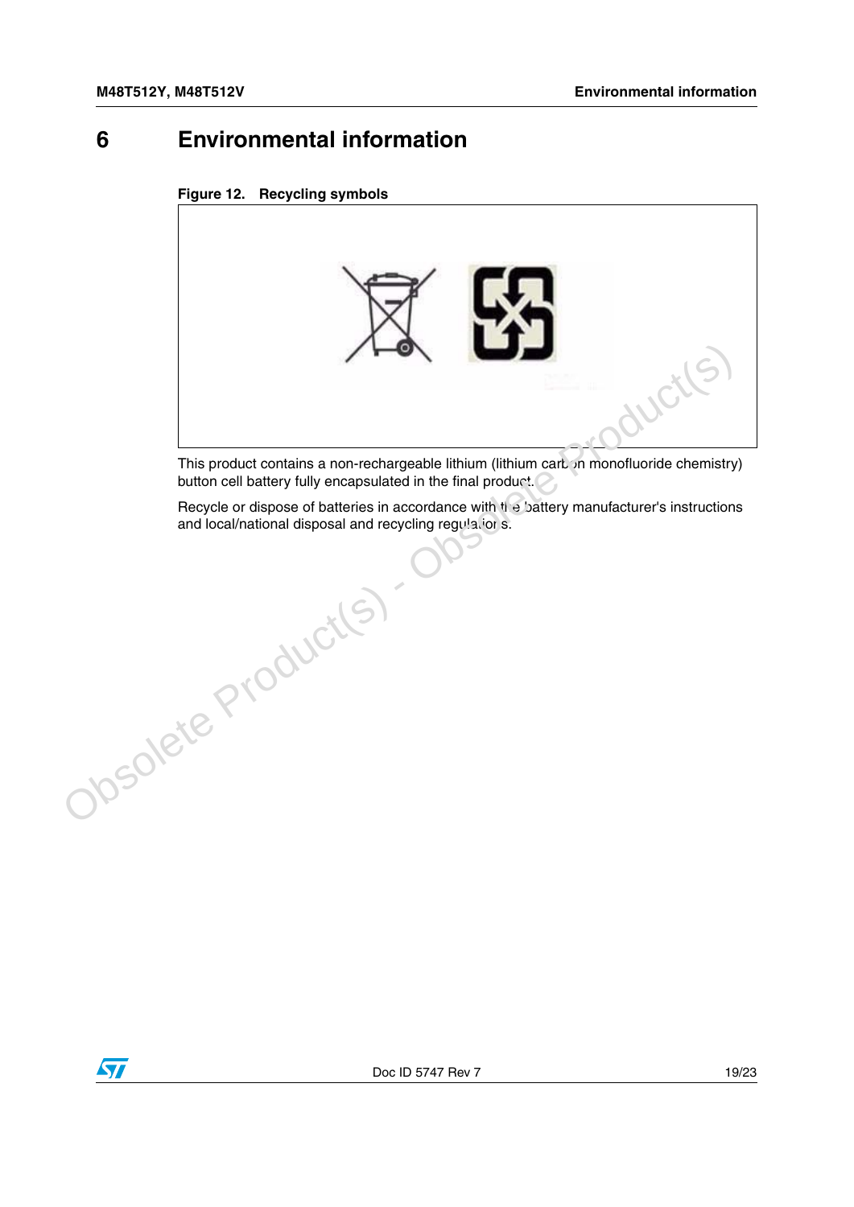# 6 Environmental information

**Figure 12. Recycling symbols**

This product contains a non-rechargeable lithium (lithium carbon monofluoride chemistry) button cell battery fully encapsulated in the final product.

Recycle or dispose of batteries in accordance with the battery manufacturer's instructions and local/national disposal and recycling regulations.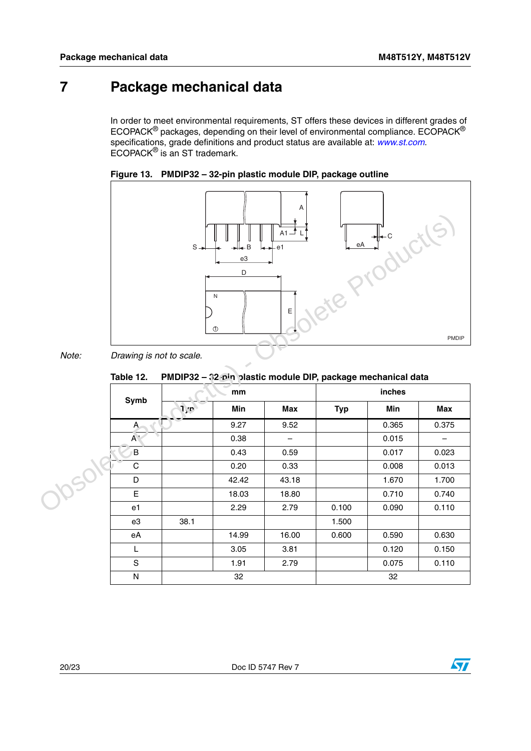# 7 Package mechanical data

In order to meet environmental requirements, ST offers these devices in different grades of ECOPACK® packages, depending on their level of environmental compliance. ECOPACK® specifications, grade definitions and product status are available at: www.st.com. ECOPACK® is an ST trademark.

**Figure 13. PMDIP32 – 32-pin plastic module DIP, package outline**

*Note: Drawing is not to scale.*

**Table 12. PMDIP32 – 32-pin plastic module DIP, package mechanical data**

| Symb | mm | | | inches | | |
|---|---|---|---|---|---|---|
| | Typ | Min | Max | Typ | Min | Max |
| A | | 9.27 | 9.52 | | 0.365 | 0.375 |
| A1 | | 0.38 | – | | 0.015 | – |
| B | | 0.43 | 0.59 | | 0.017 | 0.023 |
| C | | 0.20 | 0.33 | | 0.008 | 0.013 |
| D | | 42.42 | 43.18 | | 1.670 | 1.700 |
| E | | 18.03 | 18.80 | | 0.710 | 0.740 |
| e1 | | 2.29 | 2.79 | 0.100 | 0.090 | 0.110 |
| e3 | 38.1 | | | 1.500 | | |
| eA | | 14.99 | 16.00 | 0.600 | 0.590 | 0.630 |
| L | | 3.05 | 3.81 | | 0.120 | 0.150 |
| S | | 1.91 | 2.79 | | 0.075 | 0.110 |
| N | 32 | | | 32 | | |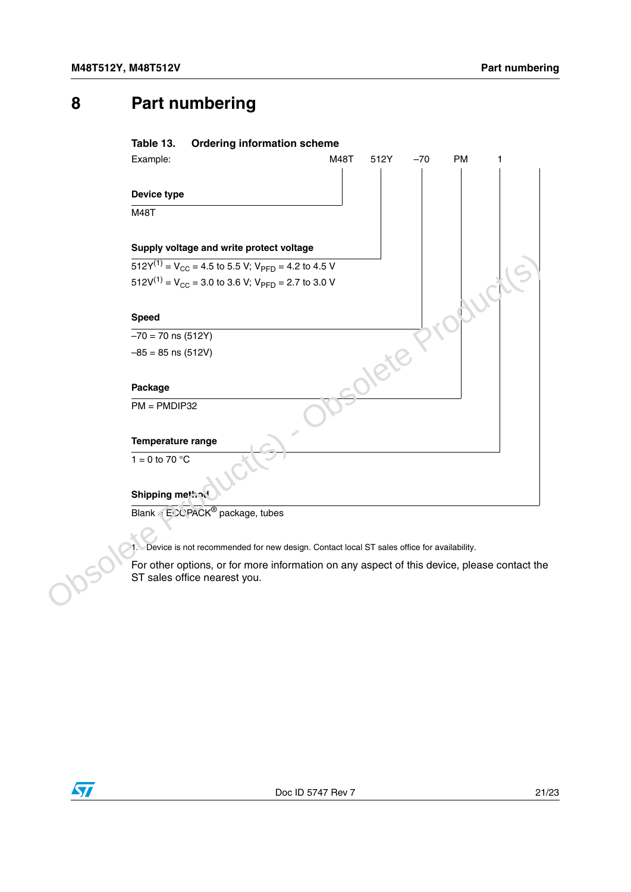# 8 Part numbering

**Table 13. Ordering information scheme**

Example: M48T 512Y –70 PM 1

**Device type**

M48T

**Supply voltage and write protect voltage**

512Y[1] = $V_{CC}$ = 4.5 to 5.5 V; $V_{PFD}$ = 4.2 to 4.5 V

512V[1] = $V_{CC}$ = 3.0 to 3.6 V; $V_{PFD}$ = 2.7 to 3.0 V

**Speed**

–70 = 70 ns (512Y)

–85 = 85 ns (512V)

**Package**

PM = PMDIP32

**Temperature range**

1 = 0 to 70 °C

**Shipping method**

Blank = ECOPACK® package, tubes

1. Device is not recommended for new design. Contact local ST sales office for availability.

For other options, or for more information on any aspect of this device, please contact the ST sales office nearest you.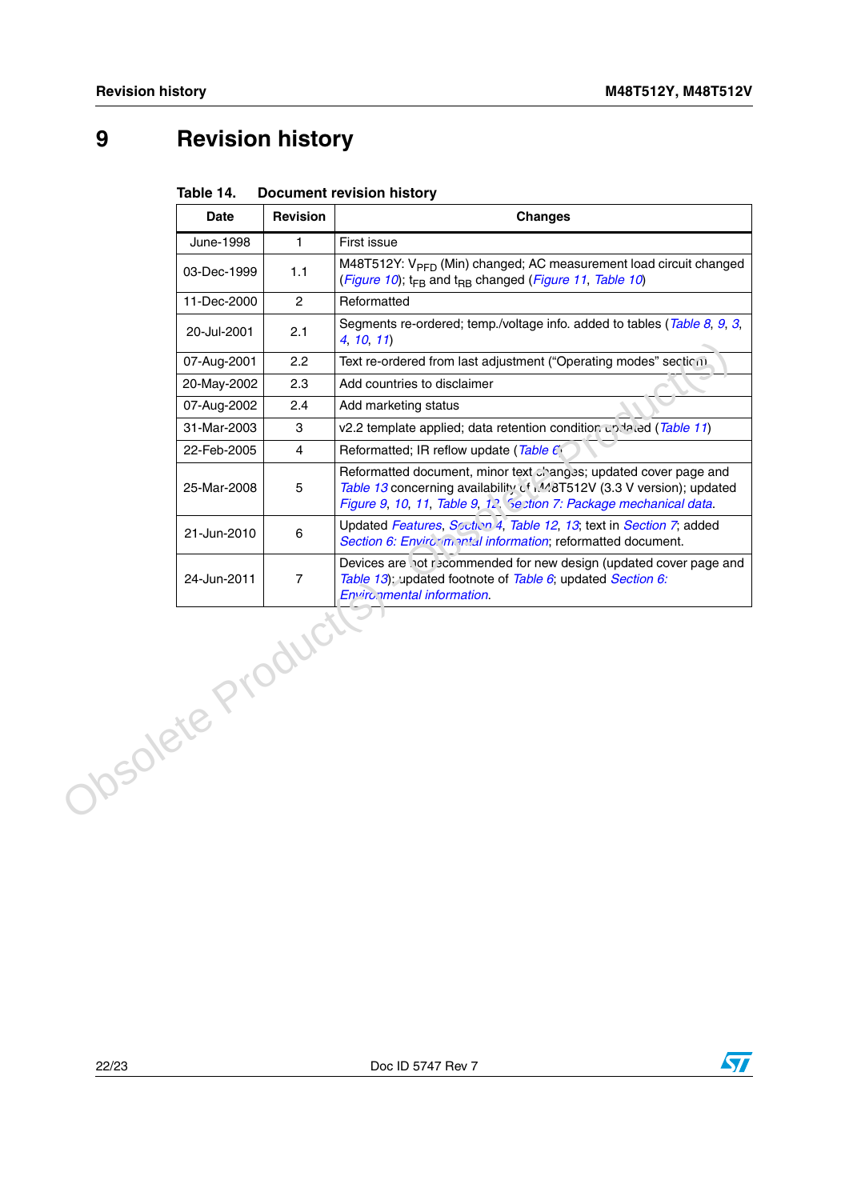# 9 Revision history

**Table 14. Document revision history**

| Date | Revision | Changes |
|---|---|---|
| June-1998 | 1 | First issue |
| 03-Dec-1999 | 1.1 | M48T512Y: $V_{PFD}$ (Min) changed; AC measurement load circuit changed (Figure 10); $t_{FB}$ and $t_{RB}$ changed (Figure 11, Table 10) |
| 11-Dec-2000 | 2 | Reformatted |
| 20-Jul-2001 | 2.1 | Segments re-ordered; temp./voltage info. added to tables (Table 8, 9, 3, 4, 10, 11) |
| 07-Aug-2001 | 2.2 | Text re-ordered from last adjustment ("Operating modes" section) |
| 20-May-2002 | 2.3 | Add countries to disclaimer |
| 07-Aug-2002 | 2.4 | Add marketing status |
| 31-Mar-2003 | 3 | v2.2 template applied; data retention condition updated (Table 11) |
| 22-Feb-2005 | 4 | Reformatted; IR reflow update (Table 6) |
| 25-Mar-2008 | 5 | Reformatted document, minor text changes; updated cover page and Table 13 concerning availability of M48T512V (3.3 V version); updated Figure 9, 10, 11, Table 9, 12, Section 7: Package mechanical data. |
| 21-Jun-2010 | 6 | Updated Features, Section 4, Table 12, 13; text in Section 7; added Section 6: Environmental information; reformatted document. |
| 24-Jun-2011 | 7 | Devices are not recommended for new design (updated cover page and Table 13); updated footnote of Table 6; updated Section 6: Environmental information. |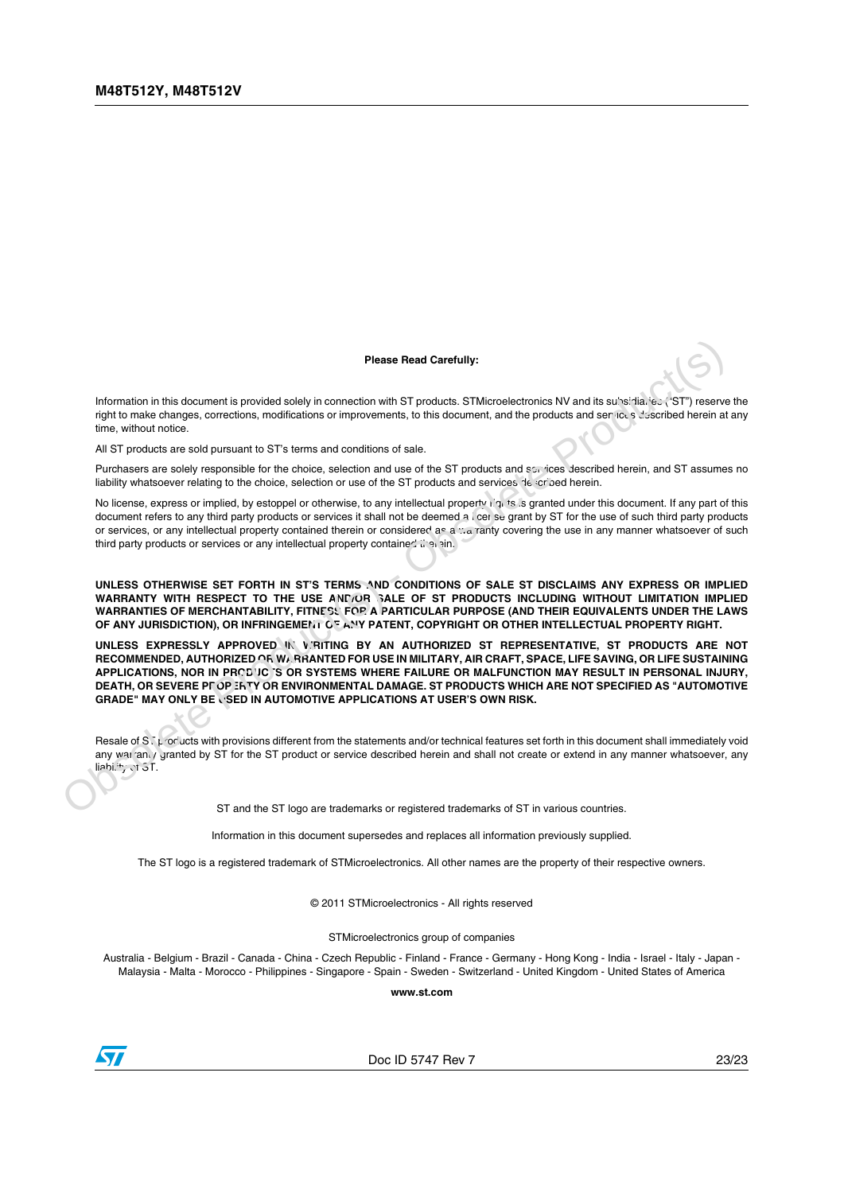**Please Read Carefully:**

Information in this document is provided solely in connection with ST products. STMicroelectronics NV and its subsidiaries ("ST") reserve the right to make changes, corrections, modifications or improvements, to this document, and the products and services described herein at any time, without notice.

All ST products are sold pursuant to ST's terms and conditions of sale.

Purchasers are solely responsible for the choice, selection and use of the ST products and services described herein, and ST assumes no liability whatsoever relating to the choice, selection or use of the ST products and services described herein.

No license, express or implied, by estoppel or otherwise, to any intellectual property rights is granted under this document. If any part of this document refers to any third party products or services it shall not be deemed a license grant by ST for the use of such third party products or services, or any intellectual property contained therein or considered as a warranty covering the use in any manner whatsoever of such third party products or services or any intellectual property contained therein.

**UNLESS OTHERWISE SET FORTH IN ST'S TERMS AND CONDITIONS OF SALE ST DISCLAIMS ANY EXPRESS OR IMPLIED WARRANTY WITH RESPECT TO THE USE AND/OR SALE OF ST PRODUCTS INCLUDING WITHOUT LIMITATION IMPLIED WARRANTIES OF MERCHANTABILITY, FITNESS FOR A PARTICULAR PURPOSE (AND THEIR EQUIVALENTS UNDER THE LAWS OF ANY JURISDICTION), OR INFRINGEMENT OF ANY PATENT, COPYRIGHT OR OTHER INTELLECTUAL PROPERTY RIGHT.**

**UNLESS EXPRESSLY APPROVED IN WRITING BY AN AUTHORIZED ST REPRESENTATIVE, ST PRODUCTS ARE NOT RECOMMENDED, AUTHORIZED OR WARRANTED FOR USE IN MILITARY, AIR CRAFT, SPACE, LIFE SAVING, OR LIFE SUSTAINING APPLICATIONS, NOR IN PRODUCTS OR SYSTEMS WHERE FAILURE OR MALFUNCTION MAY RESULT IN PERSONAL INJURY, DEATH, OR SEVERE PROPERTY OR ENVIRONMENTAL DAMAGE. ST PRODUCTS WHICH ARE NOT SPECIFIED AS "AUTOMOTIVE GRADE" MAY ONLY BE USED IN AUTOMOTIVE APPLICATIONS AT USER'S OWN RISK.**

Resale of ST products with provisions different from the statements and/or technical features set forth in this document shall immediately void any warranty granted by ST for the ST product or service described herein and shall not create or extend in any manner whatsoever, any liability of ST.

ST and the ST logo are trademarks or registered trademarks of ST in various countries.

Information in this document supersedes and replaces all information previously supplied.

The ST logo is a registered trademark of STMicroelectronics. All other names are the property of their respective owners.

© 2011 STMicroelectronics - All rights reserved

STMicroelectronics group of companies

Australia - Belgium - Brazil - Canada - China - Czech Republic - Finland - France - Germany - Hong Kong - India - Israel - Italy - Japan - Malaysia - Malta - Morocco - Philippines - Singapore - Spain - Sweden - Switzerland - United Kingdom - United States of America

**www.st.com**